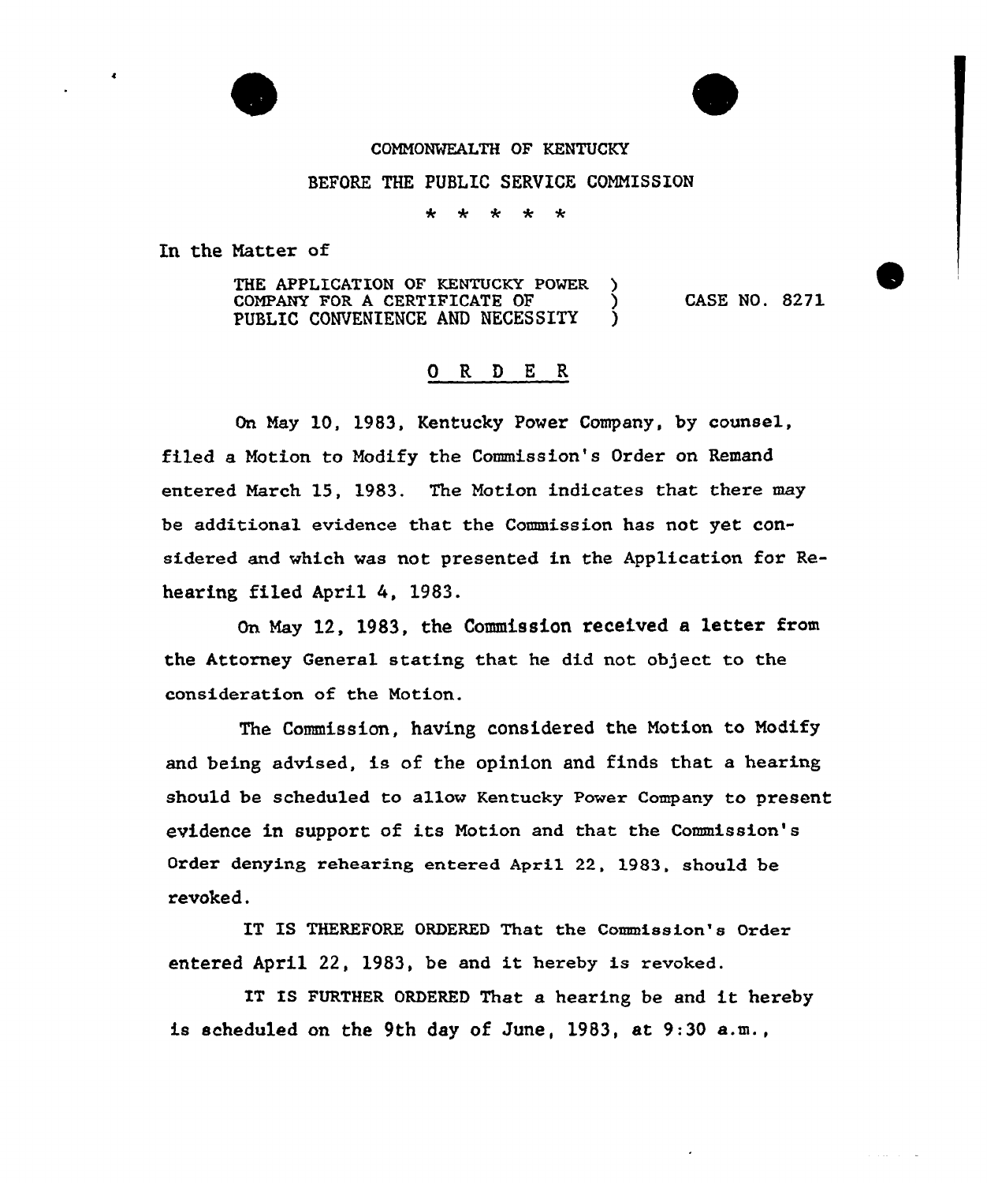COMMONWEALTH OF KENTUCKY

BEFORE THE PUBLIC SERVICE COMMISSION

\* \* \* \* \*

In the Matter of

THE APPLICATION OF KENTUCKY POWER COMPANY FOR A CERTIFICATE OF PUBLIC CONVENIENCE AND NECESSITY ) CASE NO. 8271

# O R D E R

On May 10, 1983, Kentucky Power Company, by counsel, filed a Motion to Modify the Commission's Order on Remand entered March 15, 1983. The Motion indicates that there may be additional evidence that the Commission has not yet considered and which was not presented in the Application for Rehearing filed April 4, 1983.

On May 12, 1983, the Commission received a letter from the Attorney General stating that he did not object to the consideration of the Motion.

The Commission, having considered the Motion to Modify and being advised, is of the opinion and finds that a hearing should be scheduled to allow Kentucky Power Company to present evidence in support of its Motion and that the Commission's Order denying rehearing entered April 22, 1983, should be revoked.

IT IS THEREFORE ORDERED That the Commission's Order entered April 22, 1983, be and it hereby is revoked.

IT IS FURTHER ORDERED That a hearing be and it hereby is scheduled on the 9th day of June, 1983, at 9:30 a.m.,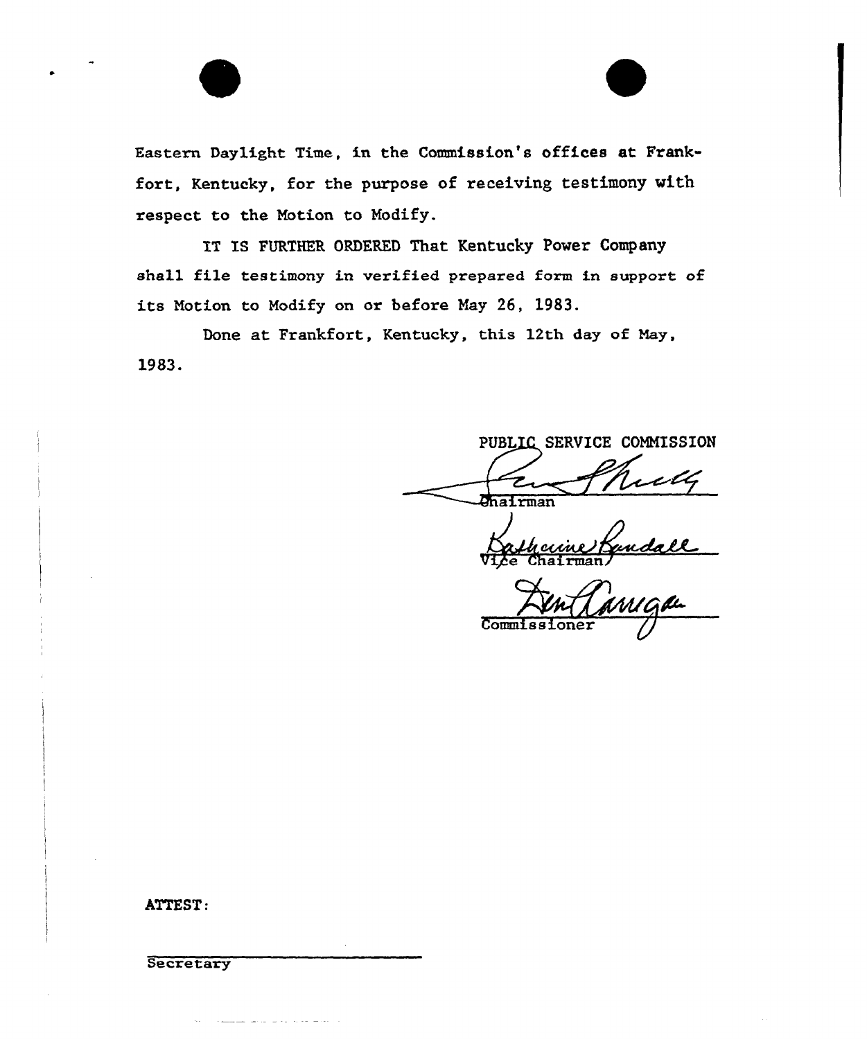Eastern Daylight Time, in the Commission's offices at Frankfort, Kentucky, for the purpose of receiving testimony with respect to the Motion to Modify.

IT IS FURTHER ORDERED That Kentucky Power Company shall file testimony in verified prepared form in support of its Motion to Modify on or before May 26, 1983.

Done at Frankfort, Kentucky, this 12th day of May, 1983.

PUBLIC SERVICE COMMISSION

Chairman

Vice Chairman

Commissioner

ATTEST:

Secretary